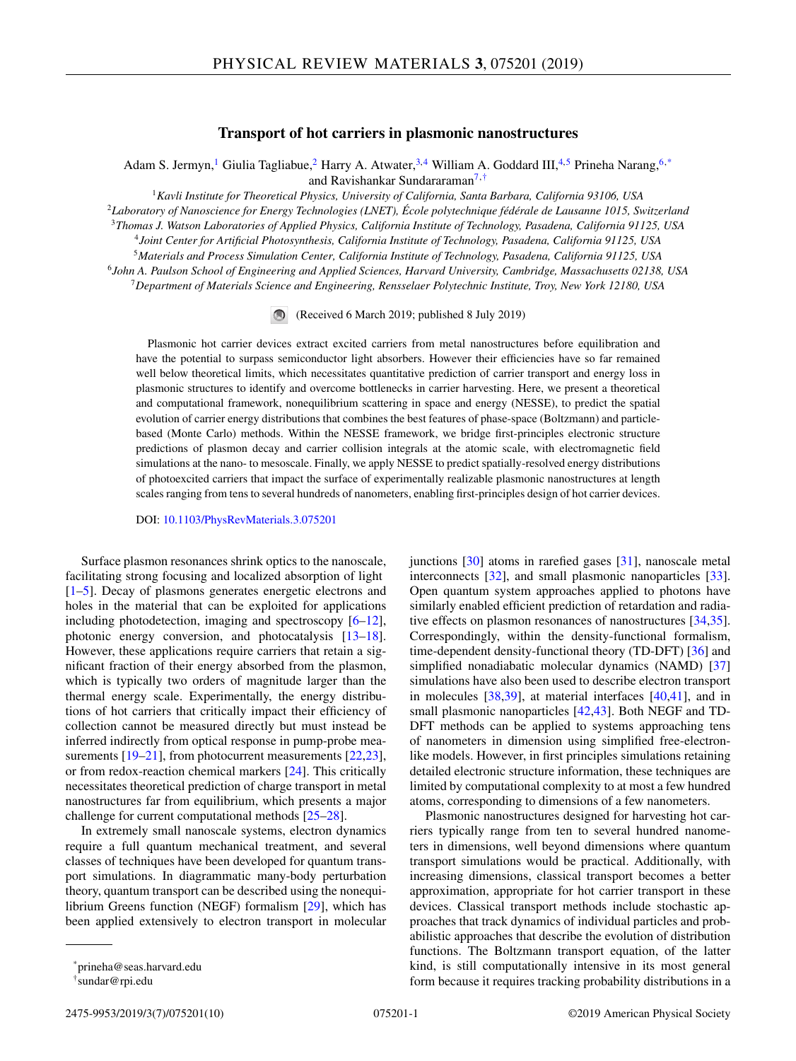# Transport of hot carriers in plasmonic nanostructures

Adam S. Jermyn,[1] Giulia Tagliabue,[2] Harry A. Atwater,[3,4] William A. Goddard III,[4,5] Prineha Narang,[6,*] and Ravishankar Sundararaman[7,†]

[1]Kavli Institute for Theoretical Physics, University of California, Santa Barbara, California 93106, USA
[2]Laboratory of Nanoscience for Energy Technologies (LNET), École polytechnique fédérale de Lausanne 1015, Switzerland
[3]Thomas J. Watson Laboratories of Applied Physics, California Institute of Technology, Pasadena, California 91125, USA
[4]Joint Center for Artificial Photosynthesis, California Institute of Technology, Pasadena, California 91125, USA
[5]Materials and Process Simulation Center, California Institute of Technology, Pasadena, California 91125, USA
[6]John A. Paulson School of Engineering and Applied Sciences, Harvard University, Cambridge, Massachusetts 02138, USA
[7]Department of Materials Science and Engineering, Rensselaer Polytechnic Institute, Troy, New York 12180, USA

(Received 6 March 2019; published 8 July 2019)

Plasmonic hot carrier devices extract excited carriers from metal nanostructures before equilibration and have the potential to surpass semiconductor light absorbers. However their efficiencies have so far remained well below theoretical limits, which necessitates quantitative prediction of carrier transport and energy loss in plasmonic structures to identify and overcome bottlenecks in carrier harvesting. Here, we present a theoretical and computational framework, nonequilibrium scattering in space and energy (NESSE), to predict the spatial evolution of carrier energy distributions that combines the best features of phase-space (Boltzmann) and particle-based (Monte Carlo) methods. Within the NESSE framework, we bridge first-principles electronic structure predictions of plasmon decay and carrier collision integrals at the atomic scale, with electromagnetic field simulations at the nano- to mesoscale. Finally, we apply NESSE to predict spatially-resolved energy distributions of photoexcited carriers that impact the surface of experimentally realizable plasmonic nanostructures at length scales ranging from tens to several hundreds of nanometers, enabling first-principles design of hot carrier devices.

DOI: 10.1103/PhysRevMaterials.3.075201

Surface plasmon resonances shrink optics to the nanoscale, facilitating strong focusing and localized absorption of light [1–5]. Decay of plasmons generates energetic electrons and holes in the material that can be exploited for applications including photodetection, imaging and spectroscopy [6–12], photonic energy conversion, and photocatalysis [13–18]. However, these applications require carriers that retain a significant fraction of their energy absorbed from the plasmon, which is typically two orders of magnitude larger than the thermal energy scale. Experimentally, the energy distributions of hot carriers that critically impact their efficiency of collection cannot be measured directly but must instead be inferred indirectly from optical response in pump-probe measurements [19–21], from photocurrent measurements [22,23], or from redox-reaction chemical markers [24]. This critically necessitates theoretical prediction of charge transport in metal nanostructures far from equilibrium, which presents a major challenge for current computational methods [25–28].

In extremely small nanoscale systems, electron dynamics require a full quantum mechanical treatment, and several classes of techniques have been developed for quantum transport simulations. In diagrammatic many-body perturbation theory, quantum transport can be described using the nonequilibrium Greens function (NEGF) formalism [29], which has been applied extensively to electron transport in molecular junctions [30] atoms in rarefied gases [31], nanoscale metal interconnects [32], and small plasmonic nanoparticles [33]. Open quantum system approaches applied to photons have similarly enabled efficient prediction of retardation and radiative effects on plasmon resonances of nanostructures [34,35]. Correspondingly, within the density-functional formalism, time-dependent density-functional theory (TD-DFT) [36] and simplified nonadiabatic molecular dynamics (NAMD) [37] simulations have also been used to describe electron transport in molecules [38,39], at material interfaces [40,41], and in small plasmonic nanoparticles [42,43]. Both NEGF and TD-DFT methods can be applied to systems approaching tens of nanometers in dimension using simplified free-electron-like models. However, in first principles simulations retaining detailed electronic structure information, these techniques are limited by computational complexity to at most a few hundred atoms, corresponding to dimensions of a few nanometers.

Plasmonic nanostructures designed for harvesting hot carriers typically range from ten to several hundred nanometers in dimensions, well beyond dimensions where quantum transport simulations would be practical. Additionally, with increasing dimensions, classical transport becomes a better approximation, appropriate for hot carrier transport in these devices. Classical transport methods include stochastic approaches that track dynamics of individual particles and probabilistic approaches that describe the evolution of distribution functions. The Boltzmann transport equation, of the latter kind, is still computationally intensive in its most general form because it requires tracking probability distributions in a

*prineha@seas.harvard.edu
†sundar@rpi.edu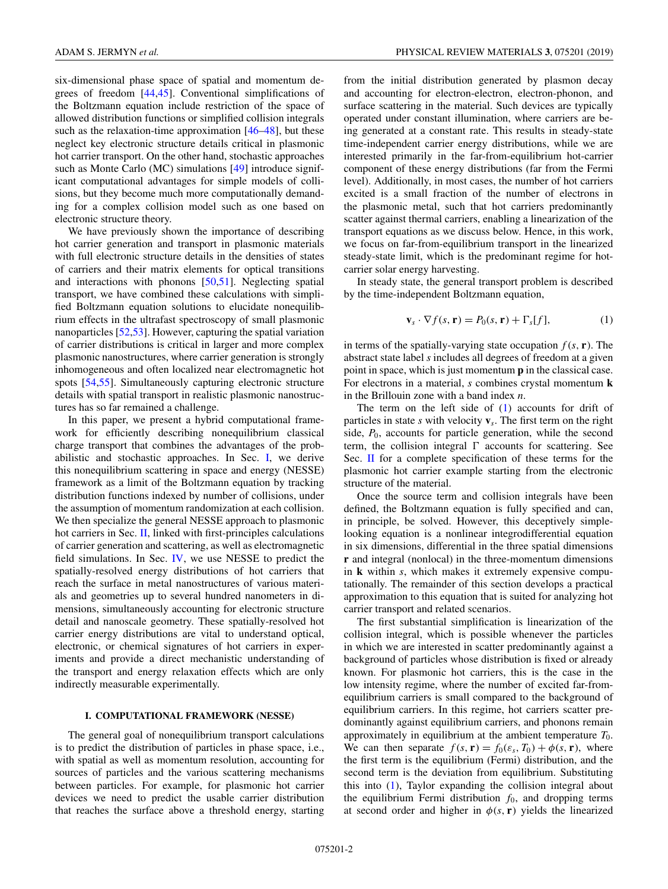six-dimensional phase space of spatial and momentum degrees of freedom [44,45]. Conventional simplifications of the Boltzmann equation include restriction of the space of allowed distribution functions or simplified collision integrals such as the relaxation-time approximation [46–48], but these neglect key electronic structure details critical in plasmonic hot carrier transport. On the other hand, stochastic approaches such as Monte Carlo (MC) simulations [49] introduce significant computational advantages for simple models of collisions, but they become much more computationally demanding for a complex collision model such as one based on electronic structure theory.

We have previously shown the importance of describing hot carrier generation and transport in plasmonic materials with full electronic structure details in the densities of states of carriers and their matrix elements for optical transitions and interactions with phonons [50,51]. Neglecting spatial transport, we have combined these calculations with simplified Boltzmann equation solutions to elucidate nonequilibrium effects in the ultrafast spectroscopy of small plasmonic nanoparticles [52,53]. However, capturing the spatial variation of carrier distributions is critical in larger and more complex plasmonic nanostructures, where carrier generation is strongly inhomogeneous and often localized near electromagnetic hot spots [54,55]. Simultaneously capturing electronic structure details with spatial transport in realistic plasmonic nanostructures has so far remained a challenge.

In this paper, we present a hybrid computational framework for efficiently describing nonequilibrium classical charge transport that combines the advantages of the probabilistic and stochastic approaches. In Sec. I, we derive this nonequilibrium scattering in space and energy (NESSE) framework as a limit of the Boltzmann equation by tracking distribution functions indexed by number of collisions, under the assumption of momentum randomization at each collision. We then specialize the general NESSE approach to plasmonic hot carriers in Sec. II, linked with first-principles calculations of carrier generation and scattering, as well as electromagnetic field simulations. In Sec. IV, we use NESSE to predict the spatially-resolved energy distributions of hot carriers that reach the surface in metal nanostructures of various materials and geometries up to several hundred nanometers in dimensions, simultaneously accounting for electronic structure detail and nanoscale geometry. These spatially-resolved hot carrier energy distributions are vital to understand optical, electronic, or chemical signatures of hot carriers in experiments and provide a direct mechanistic understanding of the transport and energy relaxation effects which are only indirectly measurable experimentally.

## I. COMPUTATIONAL FRAMEWORK (NESSE)

The general goal of nonequilibrium transport calculations is to predict the distribution of particles in phase space, i.e., with spatial as well as momentum resolution, accounting for sources of particles and the various scattering mechanisms between particles. For example, for plasmonic hot carrier devices we need to predict the usable carrier distribution that reaches the surface above a threshold energy, starting from the initial distribution generated by plasmon decay and accounting for electron-electron, electron-phonon, and surface scattering in the material. Such devices are typically operated under constant illumination, where carriers are being generated at a constant rate. This results in steady-state time-independent carrier energy distributions, while we are interested primarily in the far-from-equilibrium hot-carrier component of these energy distributions (far from the Fermi level). Additionally, in most cases, the number of hot carriers excited is a small fraction of the number of electrons in the plasmonic metal, such that hot carriers predominantly scatter against thermal carriers, enabling a linearization of the transport equations as we discuss below. Hence, in this work, we focus on far-from-equilibrium transport in the linearized steady-state limit, which is the predominant regime for hot-carrier solar energy harvesting.

In steady state, the general transport problem is described by the time-independent Boltzmann equation,

$$\mathbf{v}_s \cdot \nabla f(s, \mathbf{r}) = P_0(s, \mathbf{r}) + \Gamma_s[f], \tag{1}$$

in terms of the spatially-varying state occupation $f(s, \mathbf{r})$. The abstract state label $s$ includes all degrees of freedom at a given point in space, which is just momentum $\mathbf{p}$ in the classical case. For electrons in a material, $s$ combines crystal momentum $\mathbf{k}$ in the Brillouin zone with a band index $n$.

The term on the left side of (1) accounts for drift of particles in state $s$ with velocity $\mathbf{v}_s$. The first term on the right side, $P_0$, accounts for particle generation, while the second term, the collision integral $\Gamma$ accounts for scattering. See Sec. II for a complete specification of these terms for the plasmonic hot carrier example starting from the electronic structure of the material.

Once the source term and collision integrals have been defined, the Boltzmann equation is fully specified and can, in principle, be solved. However, this deceptively simple-looking equation is a nonlinear integrodifferential equation in six dimensions, differential in the three spatial dimensions $\mathbf{r}$ and integral (nonlocal) in the three-momentum dimensions in $\mathbf{k}$ within $s$, which makes it extremely expensive computationally. The remainder of this section develops a practical approximation to this equation that is suited for analyzing hot carrier transport and related scenarios.

The first substantial simplification is linearization of the collision integral, which is possible whenever the particles in which we are interested in scatter predominantly against a background of particles whose distribution is fixed or already known. For plasmonic hot carriers, this is the case in the low intensity regime, where the number of excited far-from-equilibrium carriers is small compared to the background of equilibrium carriers. In this regime, hot carriers scatter predominantly against equilibrium carriers, and phonons remain approximately in equilibrium at the ambient temperature $T_0$. We can then separate $f(s, \mathbf{r}) = f_0(\varepsilon_s, T_0) + \phi(s, \mathbf{r})$, where the first term is the equilibrium (Fermi) distribution, and the second term is the deviation from equilibrium. Substituting this into (1), Taylor expanding the collision integral about the equilibrium Fermi distribution $f_0$, and dropping terms at second order and higher in $\phi(s, \mathbf{r})$ yields the linearized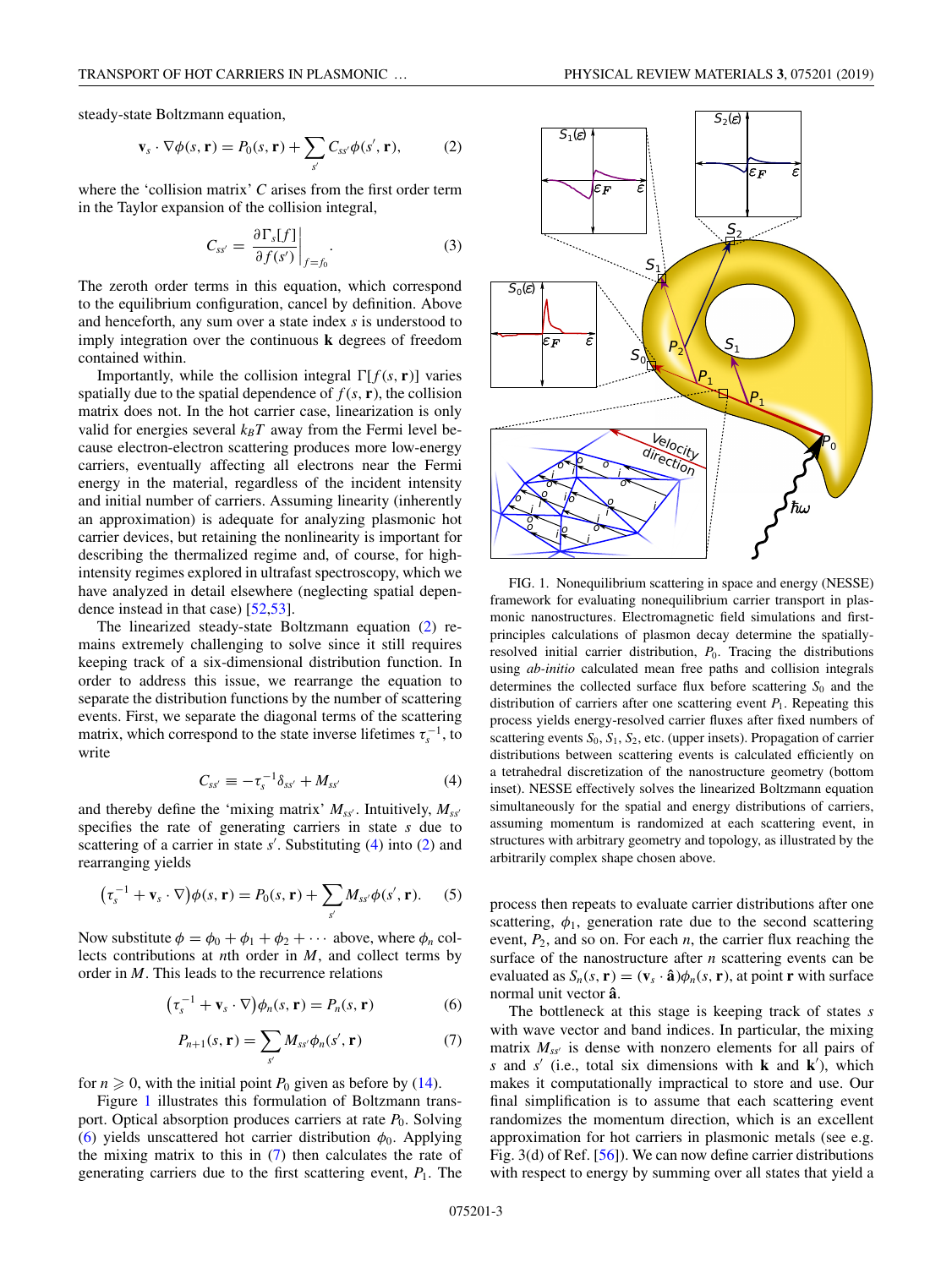steady-state Boltzmann equation,

$$\mathbf{v}_s \cdot \nabla\phi(s, \mathbf{r}) = P_0(s, \mathbf{r}) + \sum_{s'} C_{ss'}\phi(s', \mathbf{r}), \tag{2}$$

where the 'collision matrix' $C$ arises from the first order term in the Taylor expansion of the collision integral,

$$C_{ss'} = \left.\frac{\partial\Gamma_s[f]}{\partial f(s')}\right|_{f=f_0}. \tag{3}$$

The zeroth order terms in this equation, which correspond to the equilibrium configuration, cancel by definition. Above and henceforth, any sum over a state index $s$ is understood to imply integration over the continuous $\mathbf{k}$ degrees of freedom contained within.

Importantly, while the collision integral $\Gamma[f(s, \mathbf{r})]$ varies spatially due to the spatial dependence of $f(s, \mathbf{r})$, the collision matrix does not. In the hot carrier case, linearization is only valid for energies several $k_BT$ away from the Fermi level because electron-electron scattering produces more low-energy carriers, eventually affecting all electrons near the Fermi energy in the material, regardless of the incident intensity and initial number of carriers. Assuming linearity (inherently an approximation) is adequate for analyzing plasmonic hot carrier devices, but retaining the nonlinearity is important for describing the thermalized regime and, of course, for high-intensity regimes explored in ultrafast spectroscopy, which we have analyzed in detail elsewhere (neglecting spatial dependence instead in that case) [52,53].

The linearized steady-state Boltzmann equation (2) remains extremely challenging to solve since it still requires keeping track of a six-dimensional distribution function. In order to address this issue, we rearrange the equation to separate the distribution functions by the number of scattering events. First, we separate the diagonal terms of the scattering matrix, which correspond to the state inverse lifetimes $\tau_s^{-1}$, to write

$$C_{ss'} \equiv -\tau_s^{-1}\delta_{ss'} + M_{ss'} \tag{4}$$

and thereby define the 'mixing matrix' $M_{ss'}$. Intuitively, $M_{ss'}$ specifies the rate of generating carriers in state $s$ due to scattering of a carrier in state $s'$. Substituting (4) into (2) and rearranging yields

$$\left(\tau_s^{-1} + \mathbf{v}_s \cdot \nabla\right)\phi(s, \mathbf{r}) = P_0(s, \mathbf{r}) + \sum_{s'} M_{ss'}\phi(s', \mathbf{r}). \tag{5}$$

Now substitute $\phi = \phi_0 + \phi_1 + \phi_2 + \cdots$ above, where $\phi_n$ collects contributions at $n$th order in $M$, and collect terms by order in $M$. This leads to the recurrence relations

$$\left(\tau_s^{-1} + \mathbf{v}_s \cdot \nabla\right)\phi_n(s, \mathbf{r}) = P_n(s, \mathbf{r}) \tag{6}$$

$$P_{n+1}(s, \mathbf{r}) = \sum_{s'} M_{ss'}\phi_n(s', \mathbf{r}) \tag{7}$$

for $n \geqslant 0$, with the initial point $P_0$ given as before by (14).

Figure 1 illustrates this formulation of Boltzmann transport. Optical absorption produces carriers at rate $P_0$. Solving (6) yields unscattered hot carrier distribution $\phi_0$. Applying the mixing matrix to this in (7) then calculates the rate of generating carriers due to the first scattering event, $P_1$. The process then repeats to evaluate carrier distributions after one scattering, $\phi_1$, generation rate due to the second scattering event, $P_2$, and so on. For each $n$, the carrier flux reaching the surface of the nanostructure after $n$ scattering events can be evaluated as $S_n(s, \mathbf{r}) = (\mathbf{v}_s \cdot \hat{\mathbf{a}})\phi_n(s, \mathbf{r})$, at point $\mathbf{r}$ with surface normal unit vector $\hat{\mathbf{a}}$.

FIG. 1. Nonequilibrium scattering in space and energy (NESSE) framework for evaluating nonequilibrium carrier transport in plasmonic nanostructures. Electromagnetic field simulations and first-principles calculations of plasmon decay determine the spatially-resolved initial carrier distribution, $P_0$. Tracing the distributions using *ab-initio* calculated mean free paths and collision integrals determines the collected surface flux before scattering $S_0$ and the distribution of carriers after one scattering event $P_1$. Repeating this process yields energy-resolved carrier fluxes after fixed numbers of scattering events $S_0$, $S_1$, $S_2$, etc. (upper insets). Propagation of carrier distributions between scattering events is calculated efficiently on a tetrahedral discretization of the nanostructure geometry (bottom inset). NESSE effectively solves the linearized Boltzmann equation simultaneously for the spatial and energy distributions of carriers, assuming momentum is randomized at each scattering event, in structures with arbitrary geometry and topology, as illustrated by the arbitrarily complex shape chosen above.

The bottleneck at this stage is keeping track of states $s$ with wave vector and band indices. In particular, the mixing matrix $M_{ss'}$ is dense with nonzero elements for all pairs of $s$ and $s'$ (i.e., total six dimensions with $\mathbf{k}$ and $\mathbf{k}'$), which makes it computationally impractical to store and use. Our final simplification is to assume that each scattering event randomizes the momentum direction, which is an excellent approximation for hot carriers in plasmonic metals (see e.g. Fig. 3(d) of Ref. [56]). We can now define carrier distributions with respect to energy by summing over all states that yield a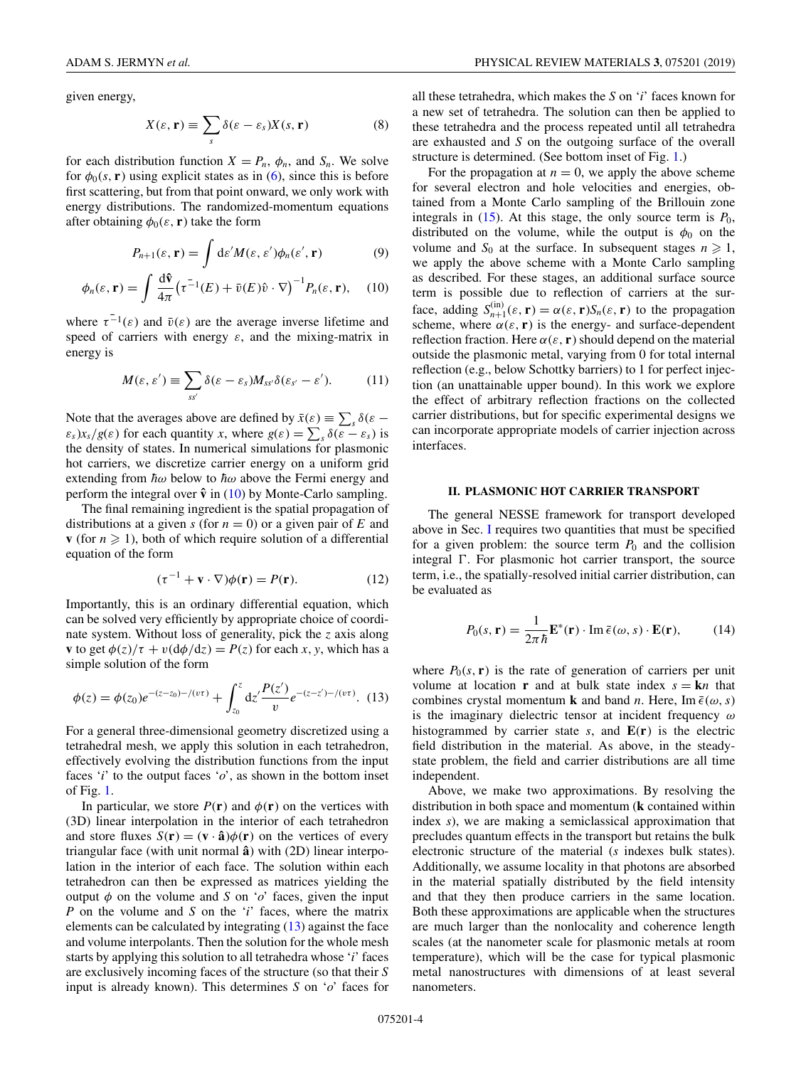given energy,

$$X(\varepsilon, \mathbf{r}) \equiv \sum_s \delta(\varepsilon - \varepsilon_s) X(s, \mathbf{r}) \tag{8}$$

for each distribution function $X = P_n$, $\phi_n$, and $S_n$. We solve for $\phi_0(s, \mathbf{r})$ using explicit states as in (6), since this is before first scattering, but from that point onward, we only work with energy distributions. The randomized-momentum equations after obtaining $\phi_0(\varepsilon, \mathbf{r})$ take the form

$$P_{n+1}(\varepsilon, \mathbf{r}) = \int d\varepsilon' M(\varepsilon, \varepsilon') \phi_n(\varepsilon', \mathbf{r}) \tag{9}$$

$$\phi_n(\varepsilon, \mathbf{r}) = \int \frac{d\hat{\mathbf{v}}}{4\pi} \left( \bar{\tau}^{-1}(E) + \bar{v}(E) \hat{v} \cdot \nabla \right)^{-1} P_n(\varepsilon, \mathbf{r}), \tag{10}$$

where $\bar{\tau}^{-1}(\varepsilon)$ and $\bar{v}(\varepsilon)$ are the average inverse lifetime and speed of carriers with energy $\varepsilon$, and the mixing-matrix in energy is

$$M(\varepsilon, \varepsilon') \equiv \sum_{ss'} \delta(\varepsilon - \varepsilon_s) M_{ss'} \delta(\varepsilon_{s'} - \varepsilon'). \tag{11}$$

Note that the averages above are defined by $\bar{x}(\varepsilon) \equiv \sum_s \delta(\varepsilon - \varepsilon_s) x_s / g(\varepsilon)$ for each quantity $x$, where $g(\varepsilon) = \sum_s \delta(\varepsilon - \varepsilon_s)$ is the density of states. In numerical simulations for plasmonic hot carriers, we discretize carrier energy on a uniform grid extending from $\hbar\omega$ below to $\hbar\omega$ above the Fermi energy and perform the integral over $\hat{\mathbf{v}}$ in (10) by Monte-Carlo sampling.

The final remaining ingredient is the spatial propagation of distributions at a given $s$ (for $n = 0$) or a given pair of $E$ and $\mathbf{v}$ (for $n \geqslant 1$), both of which require solution of a differential equation of the form

$$(\tau^{-1} + \mathbf{v} \cdot \nabla) \phi(\mathbf{r}) = P(\mathbf{r}). \tag{12}$$

Importantly, this is an ordinary differential equation, which can be solved very efficiently by appropriate choice of coordinate system. Without loss of generality, pick the $z$ axis along $\mathbf{v}$ to get $\phi(z)/\tau + v(d\phi/dz) = P(z)$ for each $x$, $y$, which has a simple solution of the form

$$\phi(z) = \phi(z_0) e^{-(z - z_0) - /(v\tau)} + \int_{z_0}^{z} dz' \frac{P(z')}{v} e^{-(z - z') - /(v\tau)}. \tag{13}$$

For a general three-dimensional geometry discretized using a tetrahedral mesh, we apply this solution in each tetrahedron, effectively evolving the distribution functions from the input faces '$i$' to the output faces '$o$', as shown in the bottom inset of Fig. 1.

In particular, we store $P(\mathbf{r})$ and $\phi(\mathbf{r})$ on the vertices with (3D) linear interpolation in the interior of each tetrahedron and store fluxes $S(\mathbf{r}) = (\mathbf{v} \cdot \hat{\mathbf{a}}) \phi(\mathbf{r})$ on the vertices of every triangular face (with unit normal $\hat{\mathbf{a}}$) with (2D) linear interpolation in the interior of each face. The solution within each tetrahedron can then be expressed as matrices yielding the output $\phi$ on the volume and $S$ on '$o$' faces, given the input $P$ on the volume and $S$ on the '$i$' faces, where the matrix elements can be calculated by integrating (13) against the face and volume interpolants. Then the solution for the whole mesh starts by applying this solution to all tetrahedra whose '$i$' faces are exclusively incoming faces of the structure (so that their $S$ input is already known). This determines $S$ on '$o$' faces for all these tetrahedra, which makes the $S$ on '$i$' faces known for a new set of tetrahedra. The solution can then be applied to these tetrahedra and the process repeated until all tetrahedra are exhausted and $S$ on the outgoing surface of the overall structure is determined. (See bottom inset of Fig. 1.)

For the propagation at $n = 0$, we apply the above scheme for several electron and hole velocities and energies, obtained from a Monte Carlo sampling of the Brillouin zone integrals in (15). At this stage, the only source term is $P_0$, distributed on the volume, while the output is $\phi_0$ on the volume and $S_0$ at the surface. In subsequent stages $n \geqslant 1$, we apply the above scheme with a Monte Carlo sampling as described. For these stages, an additional surface source term is possible due to reflection of carriers at the surface, adding $S_{n+1}^{(\text{in})}(\varepsilon, \mathbf{r}) = \alpha(\varepsilon, \mathbf{r}) S_n(\varepsilon, \mathbf{r})$ to the propagation scheme, where $\alpha(\varepsilon, \mathbf{r})$ is the energy- and surface-dependent reflection fraction. Here $\alpha(\varepsilon, \mathbf{r})$ should depend on the material outside the plasmonic metal, varying from 0 for total internal reflection (e.g., below Schottky barriers) to 1 for perfect injection (an unattainable upper bound). In this work we explore the effect of arbitrary reflection fractions on the collected carrier distributions, but for specific experimental designs we can incorporate appropriate models of carrier injection across interfaces.

## II. PLASMONIC HOT CARRIER TRANSPORT

The general NESSE framework for transport developed above in Sec. I requires two quantities that must be specified for a given problem: the source term $P_0$ and the collision integral $\Gamma$. For plasmonic hot carrier transport, the source term, i.e., the spatially-resolved initial carrier distribution, can be evaluated as

$$P_0(s, \mathbf{r}) = \frac{1}{2\pi\hbar} \mathbf{E}^*(\mathbf{r}) \cdot \text{Im}\, \bar{\epsilon}(\omega, s) \cdot \mathbf{E}(\mathbf{r}), \tag{14}$$

where $P_0(s, \mathbf{r})$ is the rate of generation of carriers per unit volume at location $\mathbf{r}$ and at bulk state index $s = \mathbf{k}n$ that combines crystal momentum $\mathbf{k}$ and band $n$. Here, $\text{Im}\, \bar{\epsilon}(\omega, s)$ is the imaginary dielectric tensor at incident frequency $\omega$ histogrammed by carrier state $s$, and $\mathbf{E}(\mathbf{r})$ is the electric field distribution in the material. As above, in the steady-state problem, the field and carrier distributions are all time independent.

Above, we make two approximations. By resolving the distribution in both space and momentum ($\mathbf{k}$ contained within index $s$), we are making a semiclassical approximation that precludes quantum effects in the transport but retains the bulk electronic structure of the material ($s$ indexes bulk states). Additionally, we assume locality in that photons are absorbed in the material spatially distributed by the field intensity and that they then produce carriers in the same location. Both these approximations are applicable when the structures are much larger than the nonlocality and coherence length scales (at the nanometer scale for plasmonic metals at room temperature), which will be the case for typical plasmonic metal nanostructures with dimensions of at least several nanometers.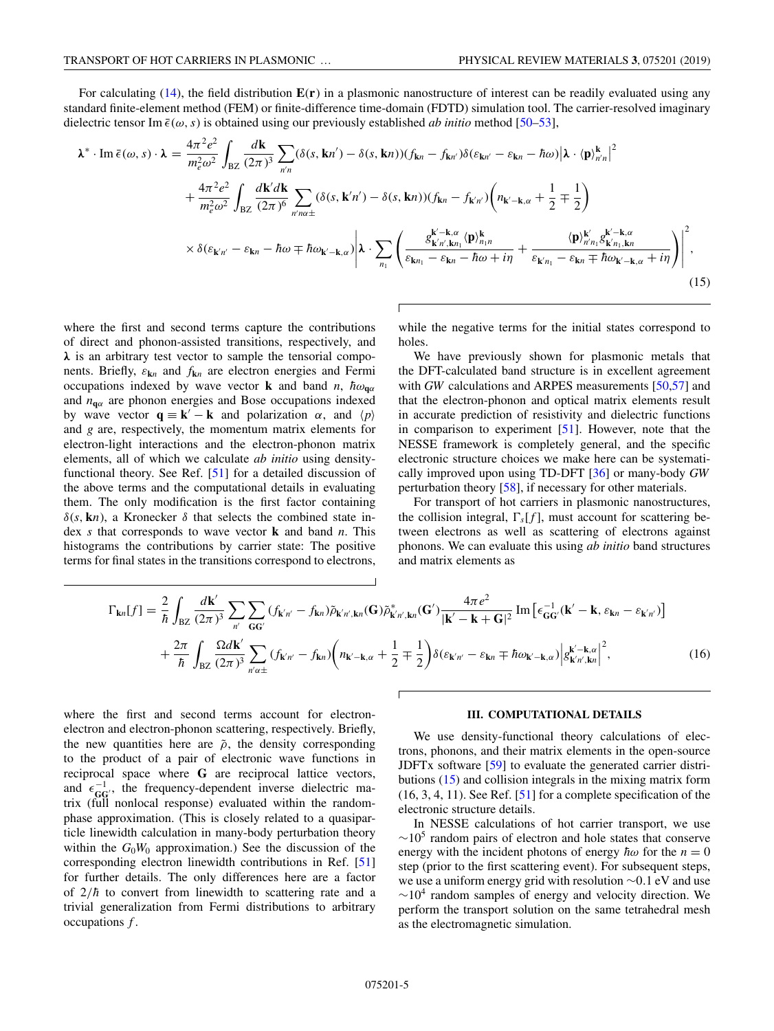For calculating (14), the field distribution $\mathbf{E}(\mathbf{r})$ in a plasmonic nanostructure of interest can be readily evaluated using any standard finite-element method (FEM) or finite-difference time-domain (FDTD) simulation tool. The carrier-resolved imaginary dielectric tensor $\mathrm{Im}\,\bar{\epsilon}(\omega, s)$ is obtained using our previously established *ab initio* method [50–53],

$$
\begin{aligned}
\boldsymbol{\lambda}^* \cdot \mathrm{Im}\,\bar{\epsilon}(\omega, s) \cdot \boldsymbol{\lambda} = {} & \frac{4\pi^2 e^2}{m_e^2 \omega^2} \int_{\mathrm{BZ}} \frac{d\mathbf{k}}{(2\pi)^3} \sum_{n'n} (\delta(s, \mathbf{k}n') - \delta(s, \mathbf{k}n))(f_{\mathbf{k}n} - f_{\mathbf{k}n'}) \delta(\varepsilon_{\mathbf{k}n'} - \varepsilon_{\mathbf{k}n} - \hbar\omega) \left| \boldsymbol{\lambda} \cdot \langle \mathbf{p} \rangle^{\mathbf{k}}_{n'n} \right|^2 \\
& + \frac{4\pi^2 e^2}{m_e^2 \omega^2} \int_{\mathrm{BZ}} \frac{d\mathbf{k}' d\mathbf{k}}{(2\pi)^6} \sum_{n'n\alpha\pm} (\delta(s, \mathbf{k}'n') - \delta(s, \mathbf{k}n))(f_{\mathbf{k}n} - f_{\mathbf{k}'n'}) \left( n_{\mathbf{k}'-\mathbf{k},\alpha} + \frac{1}{2} \mp \frac{1}{2} \right) \\
& \times \delta(\varepsilon_{\mathbf{k}'n'} - \varepsilon_{\mathbf{k}n} - \hbar\omega \mp \hbar\omega_{\mathbf{k}'-\mathbf{k},\alpha}) \left| \boldsymbol{\lambda} \cdot \sum_{n_1} \left( \frac{g^{\mathbf{k}'-\mathbf{k},\alpha}_{\mathbf{k}'n',\mathbf{k}n_1} \langle \mathbf{p} \rangle^{\mathbf{k}}_{n_1 n}}{\varepsilon_{\mathbf{k}n_1} - \varepsilon_{\mathbf{k}n} - \hbar\omega + i\eta} + \frac{\langle \mathbf{p} \rangle^{\mathbf{k}'}_{n'n_1} g^{\mathbf{k}'-\mathbf{k},\alpha}_{\mathbf{k}'n_1,\mathbf{k}n}}{\varepsilon_{\mathbf{k}'n_1} - \varepsilon_{\mathbf{k}n} \mp \hbar\omega_{\mathbf{k}'-\mathbf{k},\alpha} + i\eta} \right) \right|^2,
\end{aligned}
\tag{15}
$$

where the first and second terms capture the contributions of direct and phonon-assisted transitions, respectively, and $\boldsymbol{\lambda}$ is an arbitrary test vector to sample the tensorial components. Briefly, $\varepsilon_{\mathbf{k}n}$ and $f_{\mathbf{k}n}$ are electron energies and Fermi occupations indexed by wave vector $\mathbf{k}$ and band $n$, $\hbar\omega_{\mathbf{q}\alpha}$ and $n_{\mathbf{q}\alpha}$ are phonon energies and Bose occupations indexed by wave vector $\mathbf{q} \equiv \mathbf{k}' - \mathbf{k}$ and polarization $\alpha$, and $\langle p \rangle$ and $g$ are, respectively, the momentum matrix elements for electron-light interactions and the electron-phonon matrix elements, all of which we calculate *ab initio* using density-functional theory. See Ref. [51] for a detailed discussion of the above terms and the computational details in evaluating them. The only modification is the first factor containing $\delta(s, \mathbf{k}n)$, a Kronecker $\delta$ that selects the combined state index $s$ that corresponds to wave vector $\mathbf{k}$ and band $n$. This histograms the contributions by carrier state: The positive terms for final states in the transitions correspond to electrons, while the negative terms for the initial states correspond to holes.

We have previously shown for plasmonic metals that the DFT-calculated band structure is in excellent agreement with *GW* calculations and ARPES measurements [50,57] and that the electron-phonon and optical matrix elements result in accurate prediction of resistivity and dielectric functions in comparison to experiment [51]. However, note that the NESSE framework is completely general, and the specific electronic structure choices we make here can be systematically improved upon using TD-DFT [36] or many-body *GW* perturbation theory [58], if necessary for other materials.

For transport of hot carriers in plasmonic nanostructures, the collision integral, $\Gamma_s[f]$, must account for scattering between electrons as well as scattering of electrons against phonons. We can evaluate this using *ab initio* band structures and matrix elements as

$$
\begin{aligned}
\Gamma_{\mathbf{k}n}[f] = {} & \frac{2}{\hbar} \int_{\mathrm{BZ}} \frac{d\mathbf{k}'}{(2\pi)^3} \sum_{n'} \sum_{\mathbf{G}\mathbf{G}'} (f_{\mathbf{k}'n'} - f_{\mathbf{k}n}) \tilde{\rho}_{\mathbf{k}'n',\mathbf{k}n}(\mathbf{G}) \tilde{\rho}^*_{\mathbf{k}'n',\mathbf{k}n}(\mathbf{G}') \frac{4\pi e^2}{|\mathbf{k}' - \mathbf{k} + \mathbf{G}|^2} \mathrm{Im}\left[\epsilon^{-1}_{\mathbf{G}\mathbf{G}'}(\mathbf{k}' - \mathbf{k}, \varepsilon_{\mathbf{k}n} - \varepsilon_{\mathbf{k}'n'})\right] \\
& + \frac{2\pi}{\hbar} \int_{\mathrm{BZ}} \frac{\Omega d\mathbf{k}'}{(2\pi)^3} \sum_{n'\alpha\pm} (f_{\mathbf{k}'n'} - f_{\mathbf{k}n}) \left( n_{\mathbf{k}'-\mathbf{k},\alpha} + \frac{1}{2} \mp \frac{1}{2} \right) \delta(\varepsilon_{\mathbf{k}'n'} - \varepsilon_{\mathbf{k}n} \mp \hbar\omega_{\mathbf{k}'-\mathbf{k},\alpha}) \left| g^{\mathbf{k}'-\mathbf{k},\alpha}_{\mathbf{k}'n',\mathbf{k}n} \right|^2,
\end{aligned}
\tag{16}
$$

where the first and second terms account for electron-electron and electron-phonon scattering, respectively. Briefly, the new quantities here are $\tilde{\rho}$, the density corresponding to the product of a pair of electronic wave functions in reciprocal space where $\mathbf{G}$ are reciprocal lattice vectors, and $\epsilon^{-1}_{\mathbf{G}\mathbf{G}'}$, the frequency-dependent inverse dielectric matrix (full nonlocal response) evaluated within the random-phase approximation. (This is closely related to a quasiparticle linewidth calculation in many-body perturbation theory within the $G_0W_0$ approximation.) See the discussion of the corresponding electron linewidth contributions in Ref. [51] for further details. The only differences here are a factor of $2/\hbar$ to convert from linewidth to scattering rate and a trivial generalization from Fermi distributions to arbitrary occupations $f$.

## III. COMPUTATIONAL DETAILS

We use density-functional theory calculations of electrons, phonons, and their matrix elements in the open-source JDFTx software [59] to evaluate the generated carrier distributions (15) and collision integrals in the mixing matrix form (16, 3, 4, 11). See Ref. [51] for a complete specification of the electronic structure details.

In NESSE calculations of hot carrier transport, we use $\sim 10^5$ random pairs of electron and hole states that conserve energy with the incident photons of energy $\hbar\omega$ for the $n = 0$ step (prior to the first scattering event). For subsequent steps, we use a uniform energy grid with resolution $\sim 0.1$ eV and use $\sim 10^4$ random samples of energy and velocity direction. We perform the transport solution on the same tetrahedral mesh as the electromagnetic simulation.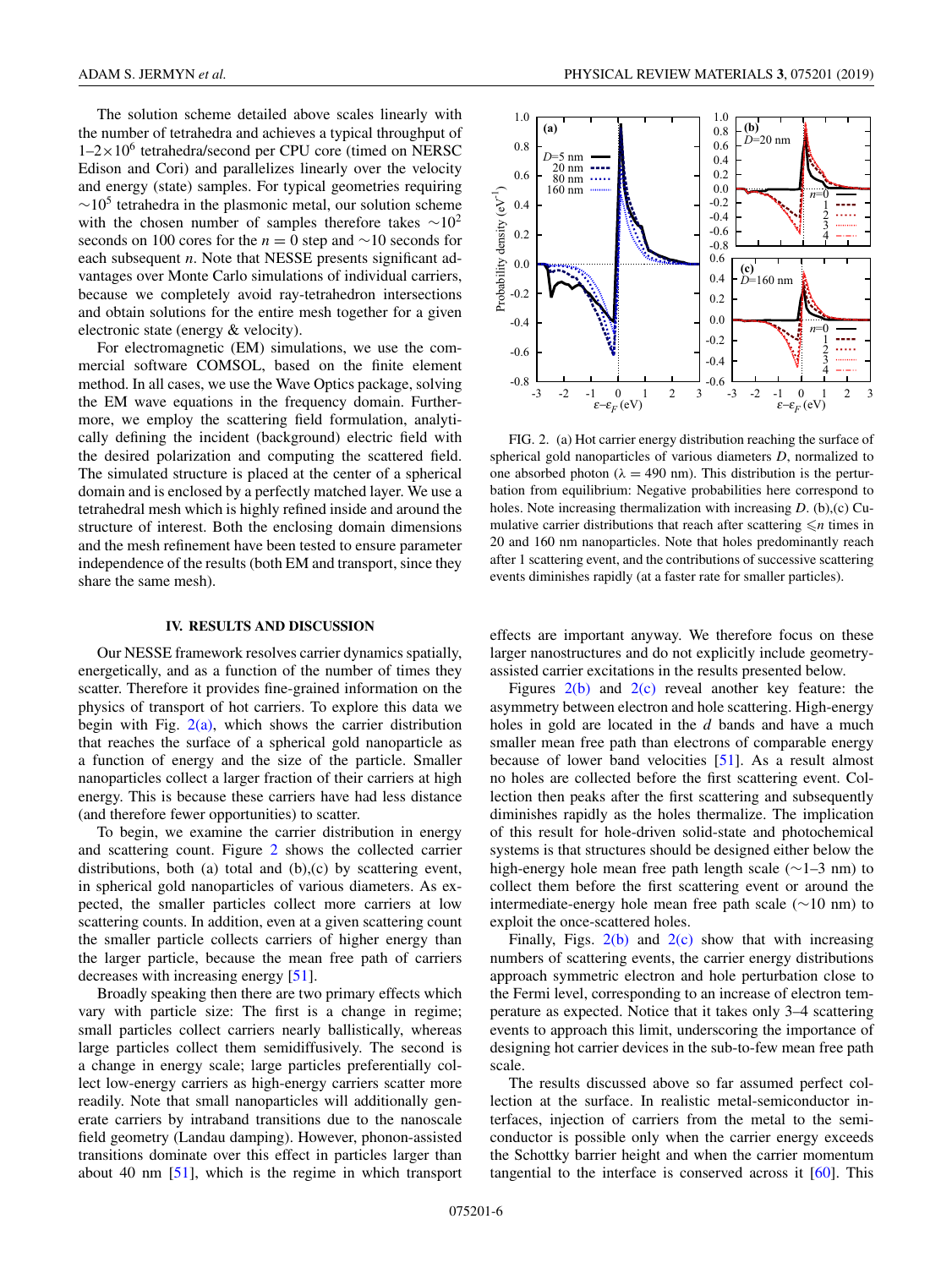The solution scheme detailed above scales linearly with the number of tetrahedra and achieves a typical throughput of 1–2×10$^6$ tetrahedra/second per CPU core (timed on NERSC Edison and Cori) and parallelizes linearly over the velocity and energy (state) samples. For typical geometries requiring ∼10$^5$ tetrahedra in the plasmonic metal, our solution scheme with the chosen number of samples therefore takes ∼10$^2$ seconds on 100 cores for the $n = 0$ step and ∼10 seconds for each subsequent $n$. Note that NESSE presents significant advantages over Monte Carlo simulations of individual carriers, because we completely avoid ray-tetrahedron intersections and obtain solutions for the entire mesh together for a given electronic state (energy & velocity).

For electromagnetic (EM) simulations, we use the commercial software COMSOL, based on the finite element method. In all cases, we use the Wave Optics package, solving the EM wave equations in the frequency domain. Furthermore, we employ the scattering field formulation, analytically defining the incident (background) electric field with the desired polarization and computing the scattered field. The simulated structure is placed at the center of a spherical domain and is enclosed by a perfectly matched layer. We use a tetrahedral mesh which is highly refined inside and around the structure of interest. Both the enclosing domain dimensions and the mesh refinement have been tested to ensure parameter independence of the results (both EM and transport, since they share the same mesh).

## IV. RESULTS AND DISCUSSION

Our NESSE framework resolves carrier dynamics spatially, energetically, and as a function of the number of times they scatter. Therefore it provides fine-grained information on the physics of transport of hot carriers. To explore this data we begin with Fig. 2(a), which shows the carrier distribution that reaches the surface of a spherical gold nanoparticle as a function of energy and the size of the particle. Smaller nanoparticles collect a larger fraction of their carriers at high energy. This is because these carriers have had less distance (and therefore fewer opportunities) to scatter.

To begin, we examine the carrier distribution in energy and scattering count. Figure 2 shows the collected carrier distributions, both (a) total and (b),(c) by scattering event, in spherical gold nanoparticles of various diameters. As expected, the smaller particles collect more carriers at low scattering counts. In addition, even at a given scattering count the smaller particle collects carriers of higher energy than the larger particle, because the mean free path of carriers decreases with increasing energy [51].

Broadly speaking then there are two primary effects which vary with particle size: The first is a change in regime; small particles collect carriers nearly ballistically, whereas large particles collect them semidiffusively. The second is a change in energy scale; large particles preferentially collect low-energy carriers as high-energy carriers scatter more readily. Note that small nanoparticles will additionally generate carriers by intraband transitions due to the nanoscale field geometry (Landau damping). However, phonon-assisted transitions dominate over this effect in particles larger than about 40 nm [51], which is the regime in which transport effects are important anyway. We therefore focus on these larger nanostructures and do not explicitly include geometry-assisted carrier excitations in the results presented below.

FIG. 2. (a) Hot carrier energy distribution reaching the surface of spherical gold nanoparticles of various diameters $D$, normalized to one absorbed photon ($\lambda = 490$ nm). This distribution is the perturbation from equilibrium: Negative probabilities here correspond to holes. Note increasing thermalization with increasing $D$. (b),(c) Cumulative carrier distributions that reach after scattering $\leqslant n$ times in 20 and 160 nm nanoparticles. Note that holes predominantly reach after 1 scattering event, and the contributions of successive scattering events diminishes rapidly (at a faster rate for smaller particles).

Figures 2(b) and 2(c) reveal another key feature: the asymmetry between electron and hole scattering. High-energy holes in gold are located in the $d$ bands and have a much smaller mean free path than electrons of comparable energy because of lower band velocities [51]. As a result almost no holes are collected before the first scattering event. Collection then peaks after the first scattering and subsequently diminishes rapidly as the holes thermalize. The implication of this result for hole-driven solid-state and photochemical systems is that structures should be designed either below the high-energy hole mean free path length scale (∼1–3 nm) to collect them before the first scattering event or around the intermediate-energy hole mean free path scale (∼10 nm) to exploit the once-scattered holes.

Finally, Figs. 2(b) and 2(c) show that with increasing numbers of scattering events, the carrier energy distributions approach symmetric electron and hole perturbation close to the Fermi level, corresponding to an increase of electron temperature as expected. Notice that it takes only 3–4 scattering events to approach this limit, underscoring the importance of designing hot carrier devices in the sub-to-few mean free path scale.

The results discussed above so far assumed perfect collection at the surface. In realistic metal-semiconductor interfaces, injection of carriers from the metal to the semiconductor is possible only when the carrier energy exceeds the Schottky barrier height and when the carrier momentum tangential to the interface is conserved across it [60]. This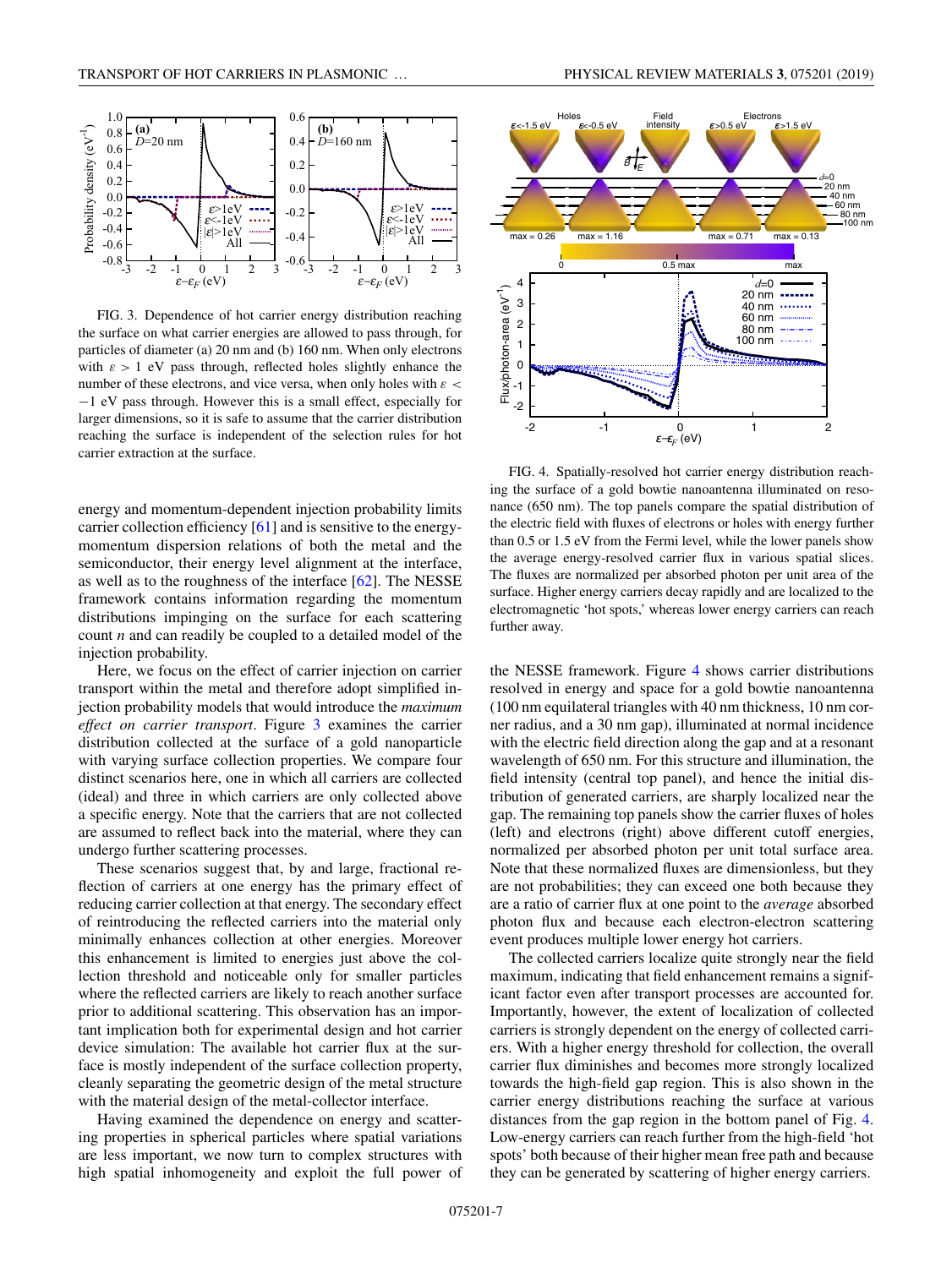FIG. 3. Dependence of hot carrier energy distribution reaching the surface on what carrier energies are allowed to pass through, for particles of diameter (a) 20 nm and (b) 160 nm. When only electrons with $\varepsilon > 1$ eV pass through, reflected holes slightly enhance the number of these electrons, and vice versa, when only holes with $\varepsilon < -1$ eV pass through. However this is a small effect, especially for larger dimensions, so it is safe to assume that the carrier distribution reaching the surface is independent of the selection rules for hot carrier extraction at the surface.

energy and momentum-dependent injection probability limits carrier collection efficiency [61] and is sensitive to the energy-momentum dispersion relations of both the metal and the semiconductor, their energy level alignment at the interface, as well as to the roughness of the interface [62]. The NESSE framework contains information regarding the momentum distributions impinging on the surface for each scattering count $n$ and can readily be coupled to a detailed model of the injection probability.

Here, we focus on the effect of carrier injection on carrier transport within the metal and therefore adopt simplified injection probability models that would introduce the *maximum effect on carrier transport*. Figure 3 examines the carrier distribution collected at the surface of a gold nanoparticle with varying surface collection properties. We compare four distinct scenarios here, one in which all carriers are collected (ideal) and three in which carriers are only collected above a specific energy. Note that the carriers that are not collected are assumed to reflect back into the material, where they can undergo further scattering processes.

These scenarios suggest that, by and large, fractional reflection of carriers at one energy has the primary effect of reducing carrier collection at that energy. The secondary effect of reintroducing the reflected carriers into the material only minimally enhances collection at other energies. Moreover this enhancement is limited to energies just above the collection threshold and noticeable only for smaller particles where the reflected carriers are likely to reach another surface prior to additional scattering. This observation has an important implication both for experimental design and hot carrier device simulation: The available hot carrier flux at the surface is mostly independent of the surface collection property, cleanly separating the geometric design of the metal structure with the material design of the metal-collector interface.

Having examined the dependence on energy and scattering properties in spherical particles where spatial variations are less important, we now turn to complex structures with high spatial inhomogeneity and exploit the full power of the NESSE framework. Figure 4 shows carrier distributions resolved in energy and space for a gold bowtie nanoantenna (100 nm equilateral triangles with 40 nm thickness, 10 nm corner radius, and a 30 nm gap), illuminated at normal incidence with the electric field direction along the gap and at a resonant wavelength of 650 nm. For this structure and illumination, the field intensity (central top panel), and hence the initial distribution of generated carriers, are sharply localized near the gap. The remaining top panels show the carrier fluxes of holes (left) and electrons (right) above different cutoff energies, normalized per absorbed photon per unit total surface area. Note that these normalized fluxes are dimensionless, but they are not probabilities; they can exceed one both because they are a ratio of carrier flux at one point to the *average* absorbed photon flux and because each electron-electron scattering event produces multiple lower energy hot carriers.

FIG. 4. Spatially-resolved hot carrier energy distribution reaching the surface of a gold bowtie nanoantenna illuminated on resonance (650 nm). The top panels compare the spatial distribution of the electric field with fluxes of electrons or holes with energy further than 0.5 or 1.5 eV from the Fermi level, while the lower panels show the average energy-resolved carrier flux in various spatial slices. The fluxes are normalized per absorbed photon per unit area of the surface. Higher energy carriers decay rapidly and are localized to the electromagnetic 'hot spots,' whereas lower energy carriers can reach further away.

The collected carriers localize quite strongly near the field maximum, indicating that field enhancement remains a significant factor even after transport processes are accounted for. Importantly, however, the extent of localization of collected carriers is strongly dependent on the energy of collected carriers. With a higher energy threshold for collection, the overall carrier flux diminishes and becomes more strongly localized towards the high-field gap region. This is also shown in the carrier energy distributions reaching the surface at various distances from the gap region in the bottom panel of Fig. 4. Low-energy carriers can reach further from the high-field 'hot spots' both because of their higher mean free path and because they can be generated by scattering of higher energy carriers.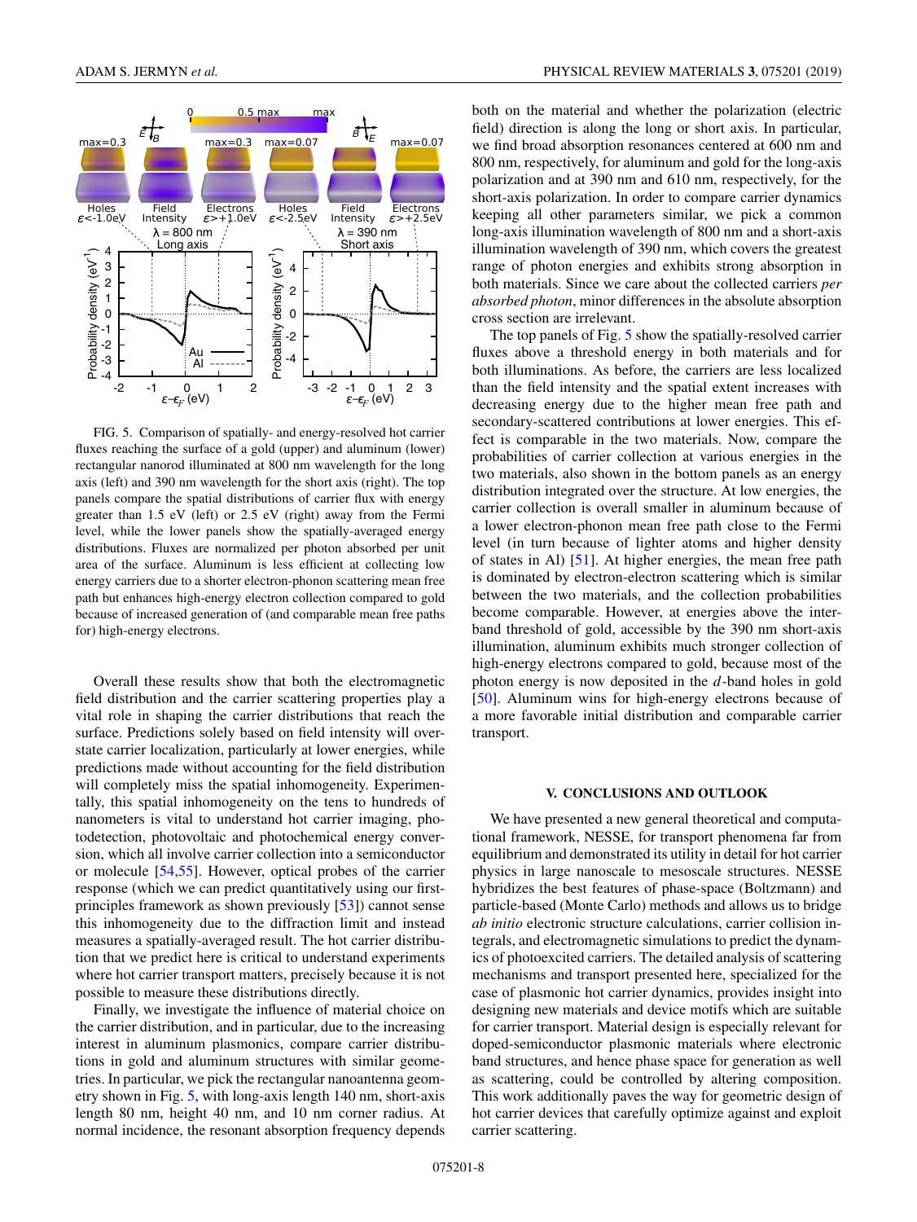FIG. 5. Comparison of spatially- and energy-resolved hot carrier fluxes reaching the surface of a gold (upper) and aluminum (lower) rectangular nanorod illuminated at 800 nm wavelength for the long axis (left) and 390 nm wavelength for the short axis (right). The top panels compare the spatial distributions of carrier flux with energy greater than 1.5 eV (left) or 2.5 eV (right) away from the Fermi level, while the lower panels show the spatially-averaged energy distributions. Fluxes are normalized per photon absorbed per unit area of the surface. Aluminum is less efficient at collecting low energy carriers due to a shorter electron-phonon scattering mean free path but enhances high-energy electron collection compared to gold because of increased generation of (and comparable mean free paths for) high-energy electrons.

Overall these results show that both the electromagnetic field distribution and the carrier scattering properties play a vital role in shaping the carrier distributions that reach the surface. Predictions solely based on field intensity will overstate carrier localization, particularly at lower energies, while predictions made without accounting for the field distribution will completely miss the spatial inhomogeneity. Experimentally, this spatial inhomogeneity on the tens to hundreds of nanometers is vital to understand hot carrier imaging, photodetection, photovoltaic and photochemical energy conversion, which all involve carrier collection into a semiconductor or molecule [54,55]. However, optical probes of the carrier response (which we can predict quantitatively using our first-principles framework as shown previously [53]) cannot sense this inhomogeneity due to the diffraction limit and instead measures a spatially-averaged result. The hot carrier distribution that we predict here is critical to understand experiments where hot carrier transport matters, precisely because it is not possible to measure these distributions directly.

Finally, we investigate the influence of material choice on the carrier distribution, and in particular, due to the increasing interest in aluminum plasmonics, compare carrier distributions in gold and aluminum structures with similar geometries. In particular, we pick the rectangular nanoantenna geometry shown in Fig. 5, with long-axis length 140 nm, short-axis length 80 nm, height 40 nm, and 10 nm corner radius. At normal incidence, the resonant absorption frequency depends both on the material and whether the polarization (electric field) direction is along the long or short axis. In particular, we find broad absorption resonances centered at 600 nm and 800 nm, respectively, for aluminum and gold for the long-axis polarization and at 390 nm and 610 nm, respectively, for the short-axis polarization. In order to compare carrier dynamics keeping all other parameters similar, we pick a common long-axis illumination wavelength of 800 nm and a short-axis illumination wavelength of 390 nm, which covers the greatest range of photon energies and exhibits strong absorption in both materials. Since we care about the collected carriers *per absorbed photon*, minor differences in the absolute absorption cross section are irrelevant.

The top panels of Fig. 5 show the spatially-resolved carrier fluxes above a threshold energy in both materials and for both illuminations. As before, the carriers are less localized than the field intensity and the spatial extent increases with decreasing energy due to the higher mean free path and secondary-scattered contributions at lower energies. This effect is comparable in the two materials. Now, compare the probabilities of carrier collection at various energies in the two materials, also shown in the bottom panels as an energy distribution integrated over the structure. At low energies, the carrier collection is overall smaller in aluminum because of a lower electron-phonon mean free path close to the Fermi level (in turn because of lighter atoms and higher density of states in Al) [51]. At higher energies, the mean free path is dominated by electron-electron scattering which is similar between the two materials, and the collection probabilities become comparable. However, at energies above the interband threshold of gold, accessible by the 390 nm short-axis illumination, aluminum exhibits much stronger collection of high-energy electrons compared to gold, because most of the photon energy is now deposited in the $d$-band holes in gold [50]. Aluminum wins for high-energy electrons because of a more favorable initial distribution and comparable carrier transport.

## V. CONCLUSIONS AND OUTLOOK

We have presented a new general theoretical and computational framework, NESSE, for transport phenomena far from equilibrium and demonstrated its utility in detail for hot carrier physics in large nanoscale to mesoscale structures. NESSE hybridizes the best features of phase-space (Boltzmann) and particle-based (Monte Carlo) methods and allows us to bridge *ab initio* electronic structure calculations, carrier collision integrals, and electromagnetic simulations to predict the dynamics of photoexcited carriers. The detailed analysis of scattering mechanisms and transport presented here, specialized for the case of plasmonic hot carrier dynamics, provides insight into designing new materials and device motifs which are suitable for carrier transport. Material design is especially relevant for doped-semiconductor plasmonic materials where electronic band structures, and hence phase space for generation as well as scattering, could be controlled by altering composition. This work additionally paves the way for geometric design of hot carrier devices that carefully optimize against and exploit carrier scattering.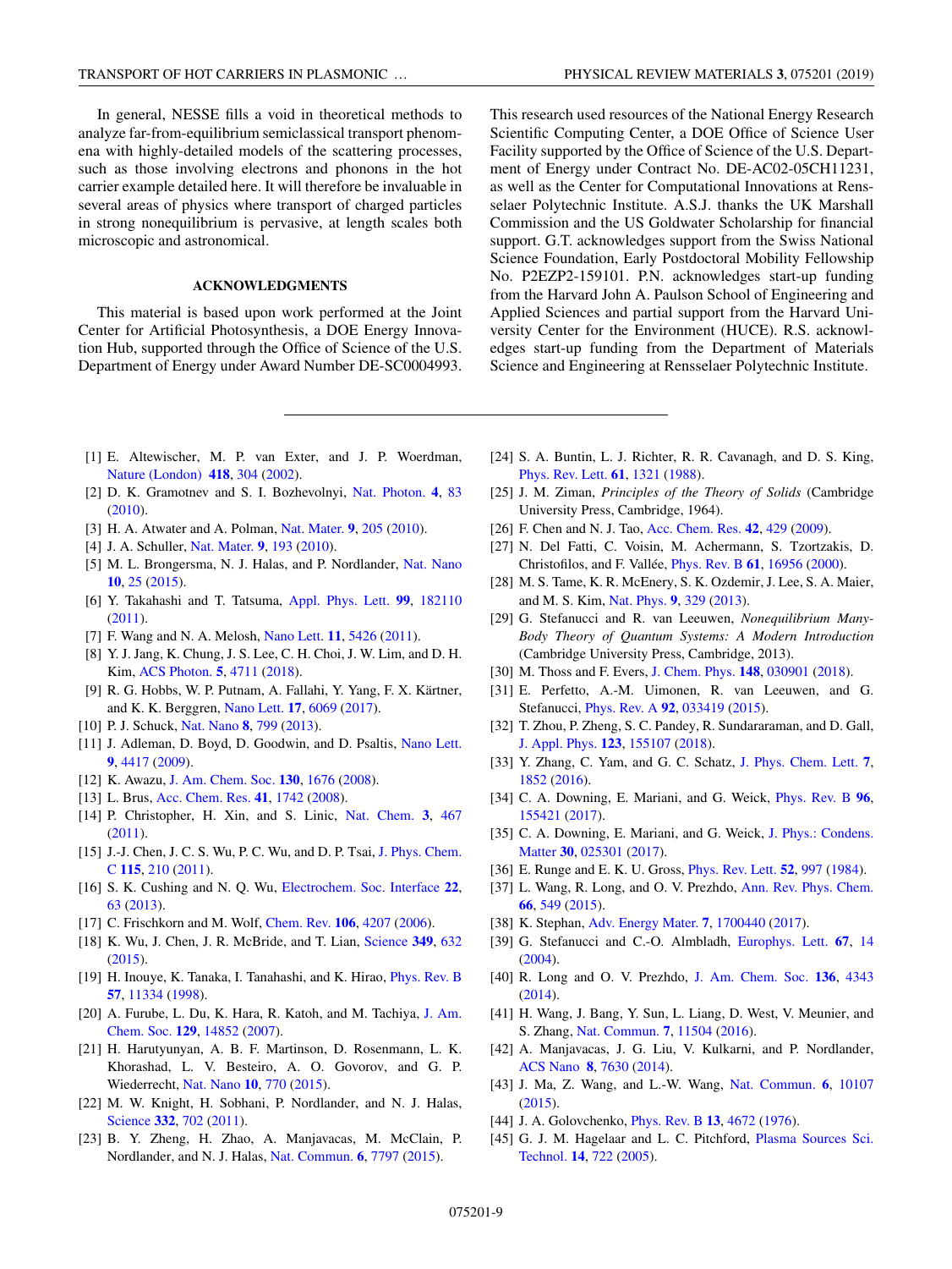In general, NESSE fills a void in theoretical methods to analyze far-from-equilibrium semiclassical transport phenomena with highly-detailed models of the scattering processes, such as those involving electrons and phonons in the hot carrier example detailed here. It will therefore be invaluable in several areas of physics where transport of charged particles in strong nonequilibrium is pervasive, at length scales both microscopic and astronomical.

## ACKNOWLEDGMENTS

This material is based upon work performed at the Joint Center for Artificial Photosynthesis, a DOE Energy Innovation Hub, supported through the Office of Science of the U.S. Department of Energy under Award Number DE-SC0004993. This research used resources of the National Energy Research Scientific Computing Center, a DOE Office of Science User Facility supported by the Office of Science of the U.S. Department of Energy under Contract No. DE-AC02-05CH11231, as well as the Center for Computational Innovations at Rensselaer Polytechnic Institute. A.S.J. thanks the UK Marshall Commission and the US Goldwater Scholarship for financial support. G.T. acknowledges support from the Swiss National Science Foundation, Early Postdoctoral Mobility Fellowship No. P2EZP2-159101. P.N. acknowledges start-up funding from the Harvard John A. Paulson School of Engineering and Applied Sciences and partial support from the Harvard University Center for the Environment (HUCE). R.S. acknowledges start-up funding from the Department of Materials Science and Engineering at Rensselaer Polytechnic Institute.

---

[1] E. Altewischer, M. P. van Exter, and J. P. Woerdman, Nature (London) **418**, 304 (2002).

[2] D. K. Gramotnev and S. I. Bozhevolnyi, Nat. Photon. **4**, 83 (2010).

[3] H. A. Atwater and A. Polman, Nat. Mater. **9**, 205 (2010).

[4] J. A. Schuller, Nat. Mater. **9**, 193 (2010).

[5] M. L. Brongersma, N. J. Halas, and P. Nordlander, Nat. Nano **10**, 25 (2015).

[6] Y. Takahashi and T. Tatsuma, Appl. Phys. Lett. **99**, 182110 (2011).

[7] F. Wang and N. A. Melosh, Nano Lett. **11**, 5426 (2011).

[8] Y. J. Jang, K. Chung, J. S. Lee, C. H. Choi, J. W. Lim, and D. H. Kim, ACS Photon. **5**, 4711 (2018).

[9] R. G. Hobbs, W. P. Putnam, A. Fallahi, Y. Yang, F. X. Kärtner, and K. K. Berggren, Nano Lett. **17**, 6069 (2017).

[10] P. J. Schuck, Nat. Nano **8**, 799 (2013).

[11] J. Adleman, D. Boyd, D. Goodwin, and D. Psaltis, Nano Lett. **9**, 4417 (2009).

[12] K. Awazu, J. Am. Chem. Soc. **130**, 1676 (2008).

[13] L. Brus, Acc. Chem. Res. **41**, 1742 (2008).

[14] P. Christopher, H. Xin, and S. Linic, Nat. Chem. **3**, 467 (2011).

[15] J.-J. Chen, J. C. S. Wu, P. C. Wu, and D. P. Tsai, J. Phys. Chem. C **115**, 210 (2011).

[16] S. K. Cushing and N. Q. Wu, Electrochem. Soc. Interface **22**, 63 (2013).

[17] C. Frischkorn and M. Wolf, Chem. Rev. **106**, 4207 (2006).

[18] K. Wu, J. Chen, J. R. McBride, and T. Lian, Science **349**, 632 (2015).

[19] H. Inouye, K. Tanaka, I. Tanahashi, and K. Hirao, Phys. Rev. B **57**, 11334 (1998).

[20] A. Furube, L. Du, K. Hara, R. Katoh, and M. Tachiya, J. Am. Chem. Soc. **129**, 14852 (2007).

[21] H. Harutyunyan, A. B. F. Martinson, D. Rosenmann, L. K. Khorashad, L. V. Besteiro, A. O. Govorov, and G. P. Wiederrecht, Nat. Nano **10**, 770 (2015).

[22] M. W. Knight, H. Sobhani, P. Nordlander, and N. J. Halas, Science **332**, 702 (2011).

[23] B. Y. Zheng, H. Zhao, A. Manjavacas, M. McClain, P. Nordlander, and N. J. Halas, Nat. Commun. **6**, 7797 (2015).

[24] S. A. Buntin, L. J. Richter, R. R. Cavanagh, and D. S. King, Phys. Rev. Lett. **61**, 1321 (1988).

[25] J. M. Ziman, *Principles of the Theory of Solids* (Cambridge University Press, Cambridge, 1964).

[26] F. Chen and N. J. Tao, Acc. Chem. Res. **42**, 429 (2009).

[27] N. Del Fatti, C. Voisin, M. Achermann, S. Tzortzakis, D. Christofilos, and F. Vallée, Phys. Rev. B **61**, 16956 (2000).

[28] M. S. Tame, K. R. McEnery, S. K. Ozdemir, J. Lee, S. A. Maier, and M. S. Kim, Nat. Phys. **9**, 329 (2013).

[29] G. Stefanucci and R. van Leeuwen, *Nonequilibrium Many-Body Theory of Quantum Systems: A Modern Introduction* (Cambridge University Press, Cambridge, 2013).

[30] M. Thoss and F. Evers, J. Chem. Phys. **148**, 030901 (2018).

[31] E. Perfetto, A.-M. Uimonen, R. van Leeuwen, and G. Stefanucci, Phys. Rev. A **92**, 033419 (2015).

[32] T. Zhou, P. Zheng, S. C. Pandey, R. Sundararaman, and D. Gall, J. Appl. Phys. **123**, 155107 (2018).

[33] Y. Zhang, C. Yam, and G. C. Schatz, J. Phys. Chem. Lett. **7**, 1852 (2016).

[34] C. A. Downing, E. Mariani, and G. Weick, Phys. Rev. B **96**, 155421 (2017).

[35] C. A. Downing, E. Mariani, and G. Weick, J. Phys.: Condens. Matter **30**, 025301 (2017).

[36] E. Runge and E. K. U. Gross, Phys. Rev. Lett. **52**, 997 (1984).

[37] L. Wang, R. Long, and O. V. Prezhdo, Ann. Rev. Phys. Chem. **66**, 549 (2015).

[38] K. Stephan, Adv. Energy Mater. **7**, 1700440 (2017).

[39] G. Stefanucci and C.-O. Almbladh, Europhys. Lett. **67**, 14 (2004).

[40] R. Long and O. V. Prezhdo, J. Am. Chem. Soc. **136**, 4343 (2014).

[41] H. Wang, J. Bang, Y. Sun, L. Liang, D. West, V. Meunier, and S. Zhang, Nat. Commun. **7**, 11504 (2016).

[42] A. Manjavacas, J. G. Liu, V. Kulkarni, and P. Nordlander, ACS Nano **8**, 7630 (2014).

[43] J. Ma, Z. Wang, and L.-W. Wang, Nat. Commun. **6**, 10107 (2015).

[44] J. A. Golovchenko, Phys. Rev. B **13**, 4672 (1976).

[45] G. J. M. Hagelaar and L. C. Pitchford, Plasma Sources Sci. Technol. **14**, 722 (2005).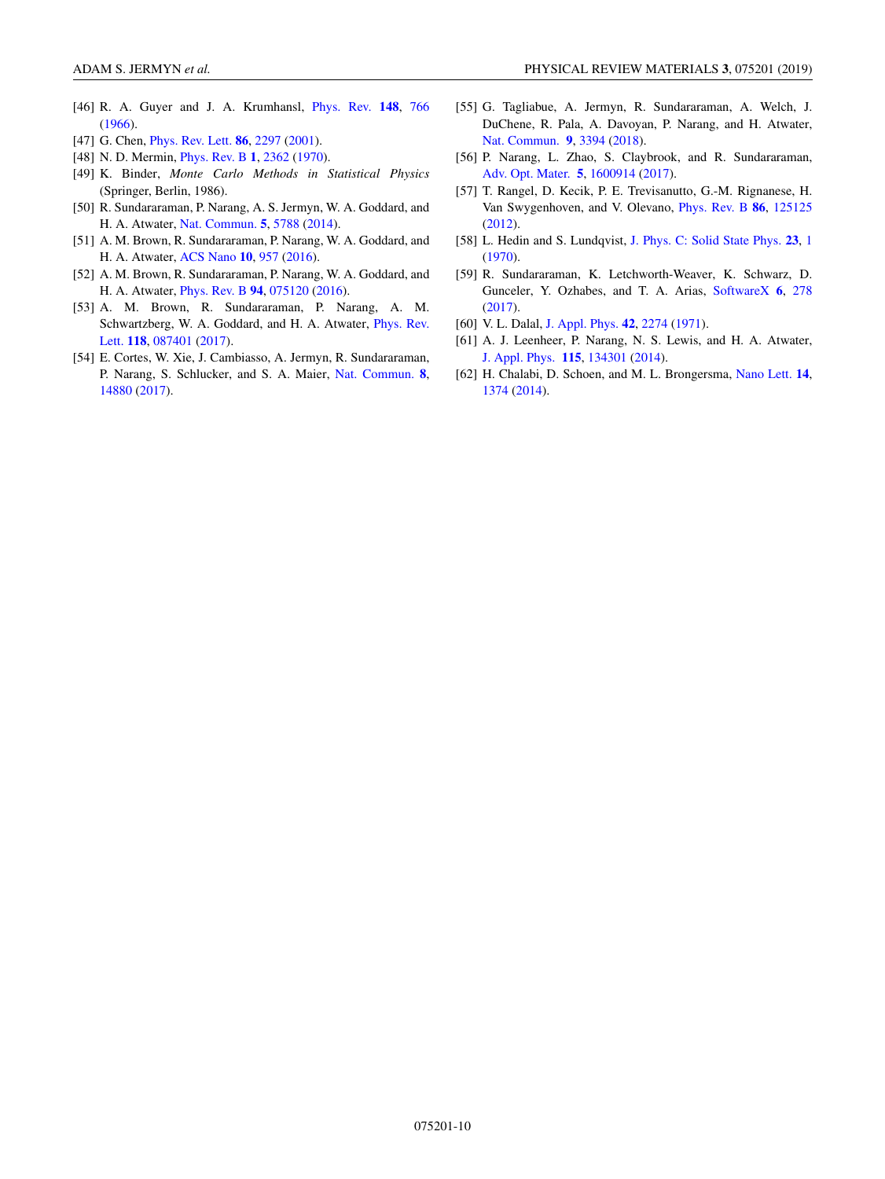[46] R. A. Guyer and J. A. Krumhansl, Phys. Rev. **148**, 766 (1966).

[47] G. Chen, Phys. Rev. Lett. **86**, 2297 (2001).

[48] N. D. Mermin, Phys. Rev. B **1**, 2362 (1970).

[49] K. Binder, *Monte Carlo Methods in Statistical Physics* (Springer, Berlin, 1986).

[50] R. Sundararaman, P. Narang, A. S. Jermyn, W. A. Goddard, and H. A. Atwater, Nat. Commun. **5**, 5788 (2014).

[51] A. M. Brown, R. Sundararaman, P. Narang, W. A. Goddard, and H. A. Atwater, ACS Nano **10**, 957 (2016).

[52] A. M. Brown, R. Sundararaman, P. Narang, W. A. Goddard, and H. A. Atwater, Phys. Rev. B **94**, 075120 (2016).

[53] A. M. Brown, R. Sundararaman, P. Narang, A. M. Schwartzberg, W. A. Goddard, and H. A. Atwater, Phys. Rev. Lett. **118**, 087401 (2017).

[54] E. Cortes, W. Xie, J. Cambiasso, A. Jermyn, R. Sundararaman, P. Narang, S. Schlucker, and S. A. Maier, Nat. Commun. **8**, 14880 (2017).

[55] G. Tagliabue, A. Jermyn, R. Sundararaman, A. Welch, J. DuChene, R. Pala, A. Davoyan, P. Narang, and H. Atwater, Nat. Commun. **9**, 3394 (2018).

[56] P. Narang, L. Zhao, S. Claybrook, and R. Sundararaman, Adv. Opt. Mater. **5**, 1600914 (2017).

[57] T. Rangel, D. Kecik, P. E. Trevisanutto, G.-M. Rignanese, H. Van Swygenhoven, and V. Olevano, Phys. Rev. B **86**, 125125 (2012).

[58] L. Hedin and S. Lundqvist, J. Phys. C: Solid State Phys. **23**, 1 (1970).

[59] R. Sundararaman, K. Letchworth-Weaver, K. Schwarz, D. Gunceler, Y. Ozhabes, and T. A. Arias, SoftwareX **6**, 278 (2017).

[60] V. L. Dalal, J. Appl. Phys. **42**, 2274 (1971).

[61] A. J. Leenheer, P. Narang, N. S. Lewis, and H. A. Atwater, J. Appl. Phys. **115**, 134301 (2014).

[62] H. Chalabi, D. Schoen, and M. L. Brongersma, Nano Lett. **14**, 1374 (2014).